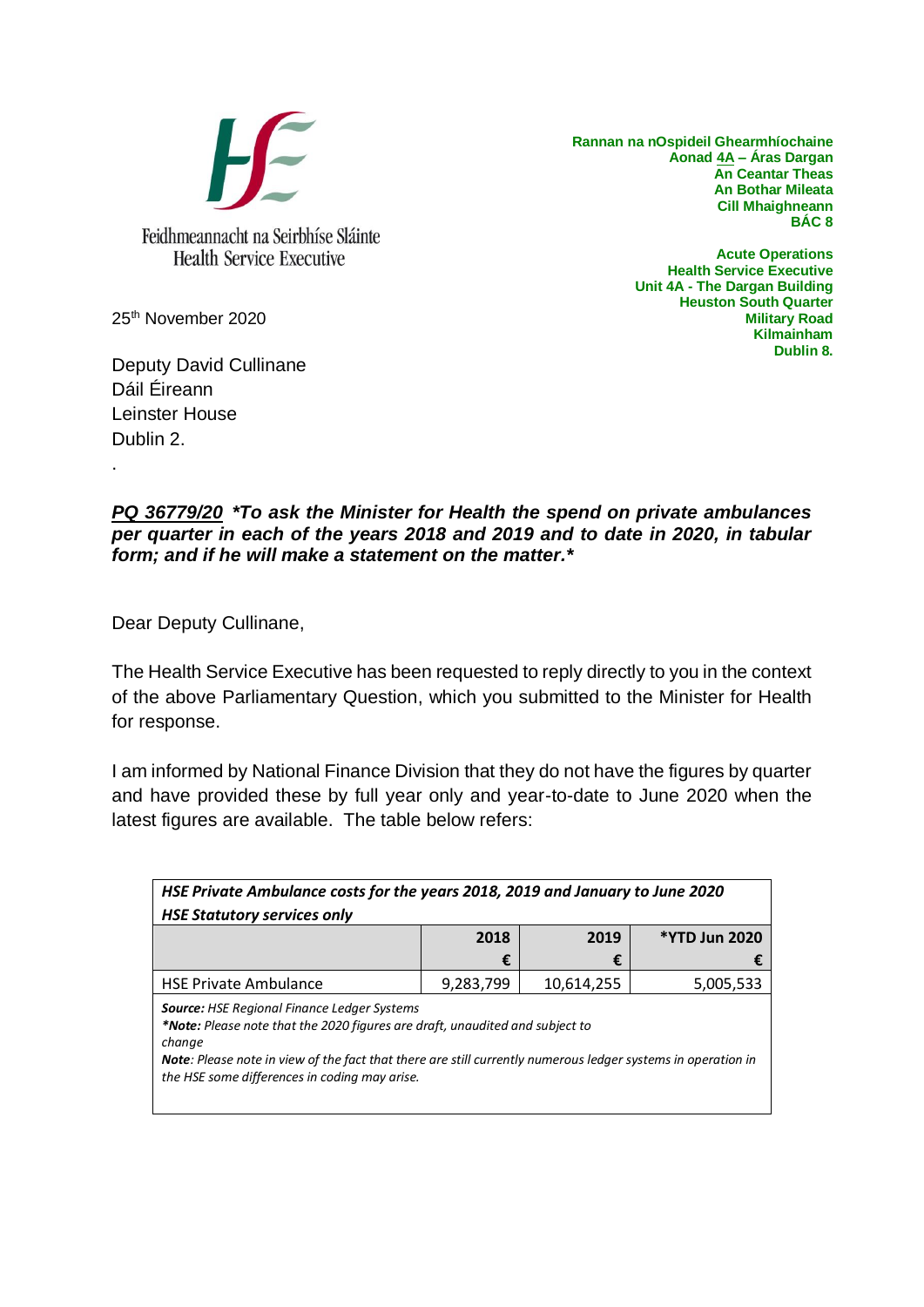Feidhmeannacht na Seirbhíse Sláinte
Health Service Executive

**Rannan na nOspideil Ghearmhíochaine**
**Aonad 4A – Áras Dargan**
**An Ceantar Theas**
**An Bothar Mileata**
**Cill Mhaighneann**
**BÁC 8**

**Acute Operations**
**Health Service Executive**
**Unit 4A - The Dargan Building**
**Heuston South Quarter**
**Military Road**
**Kilmainham**
**Dublin 8.**

25th November 2020

Deputy David Cullinane
Dáil Éireann
Leinster House
Dublin 2.

.

***PQ 36779/20 *To ask the Minister for Health the spend on private ambulances per quarter in each of the years 2018 and 2019 and to date in 2020, in tabular form; and if he will make a statement on the matter.****

Dear Deputy Cullinane,

The Health Service Executive has been requested to reply directly to you in the context of the above Parliamentary Question, which you submitted to the Minister for Health for response.

I am informed by National Finance Division that they do not have the figures by quarter and have provided these by full year only and year-to-date to June 2020 when the latest figures are available. The table below refers:

| ***HSE Private Ambulance costs for the years 2018, 2019 and January to June 2020 HSE Statutory services only*** | | | |
|---|---|---|---|
| | **2018 €** | **2019 €** | ***YTD Jun 2020 €** |
| HSE Private Ambulance | 9,283,799 | 10,614,255 | 5,005,533 |

***Source:*** *HSE Regional Finance Ledger Systems*
****Note:*** *Please note that the 2020 figures are draft, unaudited and subject to change*
***Note****: Please note in view of the fact that there are still currently numerous ledger systems in operation in the HSE some differences in coding may arise.*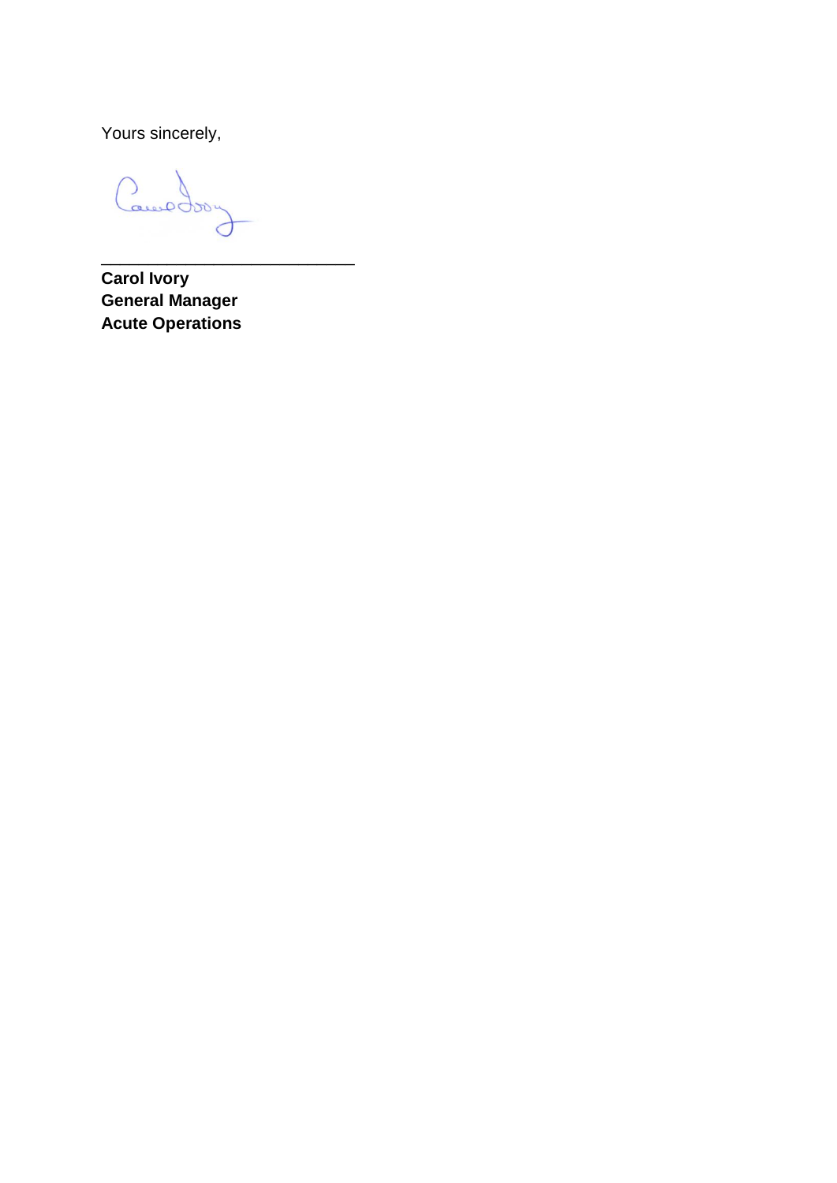Yours sincerely,

\_\_\_\_\_\_\_\_\_\_\_\_\_\_\_\_\_\_\_\_\_\_\_\_\_\_\_\_

**Carol Ivory**
**General Manager**
**Acute Operations**